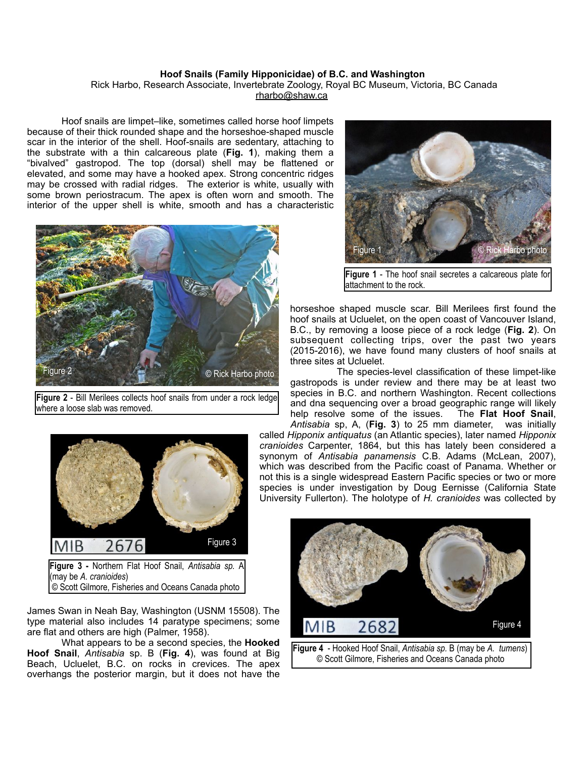**Hoof Snails (Family Hipponicidae) of B.C. and Washington**

Rick Harbo, Research Associate, Invertebrate Zoology, Royal BC Museum, Victoria, BC Canada

rharbo@shaw.ca

Hoof snails are limpet–like, sometimes called horse hoof limpets because of their thick rounded shape and the horseshoe-shaped muscle scar in the interior of the shell. Hoof-snails are sedentary, attaching to the substrate with a thin calcareous plate (**Fig. 1**), making them a "bivalved" gastropod. The top (dorsal) shell may be flattened or elevated, and some may have a hooked apex. Strong concentric ridges may be crossed with radial ridges. The exterior is white, usually with some brown periostracum. The apex is often worn and smooth. The interior of the upper shell is white, smooth and has a characteristic horseshoe shaped muscle scar. Bill Merilees first found the hoof snails at Ucluelet, on the open coast of Vancouver Island, B.C., by removing a loose piece of a rock ledge (**Fig. 2**). On subsequent collecting trips, over the past two years (2015-2016), we have found many clusters of hoof snails at three sites at Ucluelet.

**Figure 1** - The hoof snail secretes a calcareous plate for attachment to the rock.

**Figure 2** - Bill Merilees collects hoof snails from under a rock ledge where a loose slab was removed.

The species-level classification of these limpet-like gastropods is under review and there may be at least two species in B.C. and northern Washington. Recent collections and dna sequencing over a broad geographic range will likely help resolve some of the issues. The **Flat Hoof Snail**, *Antisabia* sp, A, (**Fig. 3**) to 25 mm diameter, was initially called *Hipponix antiquatus* (an Atlantic species), later named *Hipponix cranioides* Carpenter, 1864, but this has lately been considered a synonym of *Antisabia panamensis* C.B. Adams (McLean, 2007), which was described from the Pacific coast of Panama. Whether or not this is a single widespread Eastern Pacific species or two or more species is under investigation by Doug Eernisse (California State University Fullerton). The holotype of *H. cranioides* was collected by James Swan in Neah Bay, Washington (USNM 15508). The type material also includes 14 paratype specimens; some are flat and others are high (Palmer, 1958).

**Figure 3 -** Northern Flat Hoof Snail, *Antisabia sp.* A (may be *A. cranioides*)
© Scott Gilmore, Fisheries and Oceans Canada photo

What appears to be a second species, the **Hooked Hoof Snail**, *Antisabia* sp. B (**Fig. 4**), was found at Big Beach, Ucluelet, B.C. on rocks in crevices. The apex overhangs the posterior margin, but it does not have the

**Figure 4** - Hooked Hoof Snail, *Antisabia sp.* B (may be *A. tumens*)
© Scott Gilmore, Fisheries and Oceans Canada photo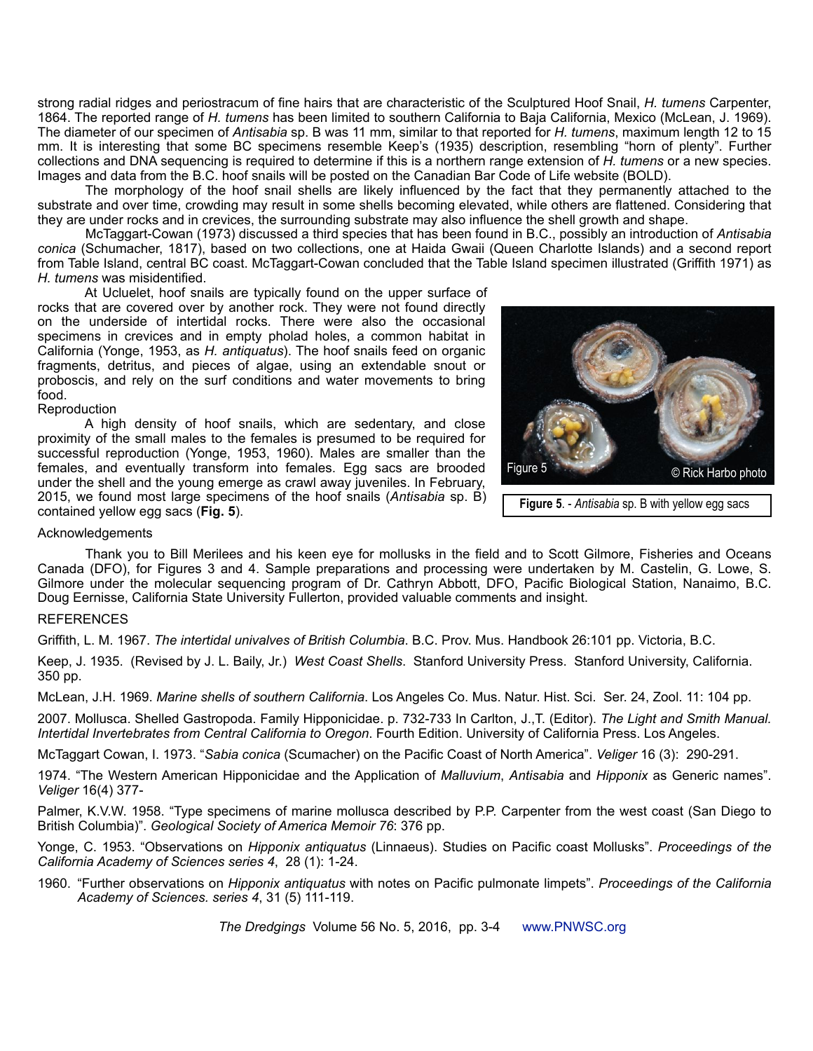strong radial ridges and periostracum of fine hairs that are characteristic of the Sculptured Hoof Snail, *H. tumens* Carpenter, 1864. The reported range of *H. tumens* has been limited to southern California to Baja California, Mexico (McLean, J. 1969). The diameter of our specimen of *Antisabia* sp. B was 11 mm, similar to that reported for *H. tumens*, maximum length 12 to 15 mm. It is interesting that some BC specimens resemble Keep's (1935) description, resembling "horn of plenty". Further collections and DNA sequencing is required to determine if this is a northern range extension of *H. tumens* or a new species. Images and data from the B.C. hoof snails will be posted on the Canadian Bar Code of Life website (BOLD).

The morphology of the hoof snail shells are likely influenced by the fact that they permanently attached to the substrate and over time, crowding may result in some shells becoming elevated, while others are flattened. Considering that they are under rocks and in crevices, the surrounding substrate may also influence the shell growth and shape.

McTaggart-Cowan (1973) discussed a third species that has been found in B.C., possibly an introduction of *Antisabia conica* (Schumacher, 1817), based on two collections, one at Haida Gwaii (Queen Charlotte Islands) and a second report from Table Island, central BC coast. McTaggart-Cowan concluded that the Table Island specimen illustrated (Griffith 1971) as *H. tumens* was misidentified.

At Ucluelet, hoof snails are typically found on the upper surface of rocks that are covered over by another rock. They were not found directly on the underside of intertidal rocks. There were also the occasional specimens in crevices and in empty pholad holes, a common habitat in California (Yonge, 1953, as *H. antiquatus*). The hoof snails feed on organic fragments, detritus, and pieces of algae, using an extendable snout or proboscis, and rely on the surf conditions and water movements to bring food.

Reproduction

A high density of hoof snails, which are sedentary, and close proximity of the small males to the females is presumed to be required for successful reproduction (Yonge, 1953, 1960). Males are smaller than the females, and eventually transform into females. Egg sacs are brooded under the shell and the young emerge as crawl away juveniles. In February, 2015, we found most large specimens of the hoof snails (*Antisabia* sp. B) contained yellow egg sacs (**Fig. 5**).

Figure 5 © Rick Harbo photo

**Figure 5**. - *Antisabia* sp. B with yellow egg sacs

Acknowledgements

Thank you to Bill Merilees and his keen eye for mollusks in the field and to Scott Gilmore, Fisheries and Oceans Canada (DFO), for Figures 3 and 4. Sample preparations and processing were undertaken by M. Castelin, G. Lowe, S. Gilmore under the molecular sequencing program of Dr. Cathryn Abbott, DFO, Pacific Biological Station, Nanaimo, B.C. Doug Eernisse, California State University Fullerton, provided valuable comments and insight.

REFERENCES

Griffith, L. M. 1967. *The intertidal univalves of British Columbia*. B.C. Prov. Mus. Handbook 26:101 pp. Victoria, B.C.

Keep, J. 1935. (Revised by J. L. Baily, Jr.) *West Coast Shells*. Stanford University Press. Stanford University, California. 350 pp.

McLean, J.H. 1969. *Marine shells of southern California*. Los Angeles Co. Mus. Natur. Hist. Sci. Ser. 24, Zool. 11: 104 pp.

2007. Mollusca. Shelled Gastropoda. Family Hipponicidae. p. 732-733 In Carlton, J.,T. (Editor). *The Light and Smith Manual. Intertidal Invertebrates from Central California to Oregon*. Fourth Edition. University of California Press. Los Angeles.

McTaggart Cowan, I. 1973. "*Sabia conica* (Scumacher) on the Pacific Coast of North America". *Veliger* 16 (3): 290-291.

1974. "The Western American Hipponicidae and the Application of *Malluvium*, *Antisabia* and *Hipponix* as Generic names". *Veliger* 16(4) 377-

Palmer, K.V.W. 1958. "Type specimens of marine mollusca described by P.P. Carpenter from the west coast (San Diego to British Columbia)". *Geological Society of America Memoir 76*: 376 pp.

Yonge, C. 1953. "Observations on *Hipponix antiquatus* (Linnaeus). Studies on Pacific coast Mollusks". *Proceedings of the California Academy of Sciences series 4*, 28 (1): 1-24.

1960. "Further observations on *Hipponix antiquatus* with notes on Pacific pulmonate limpets". *Proceedings of the California Academy of Sciences. series 4*, 31 (5) 111-119.